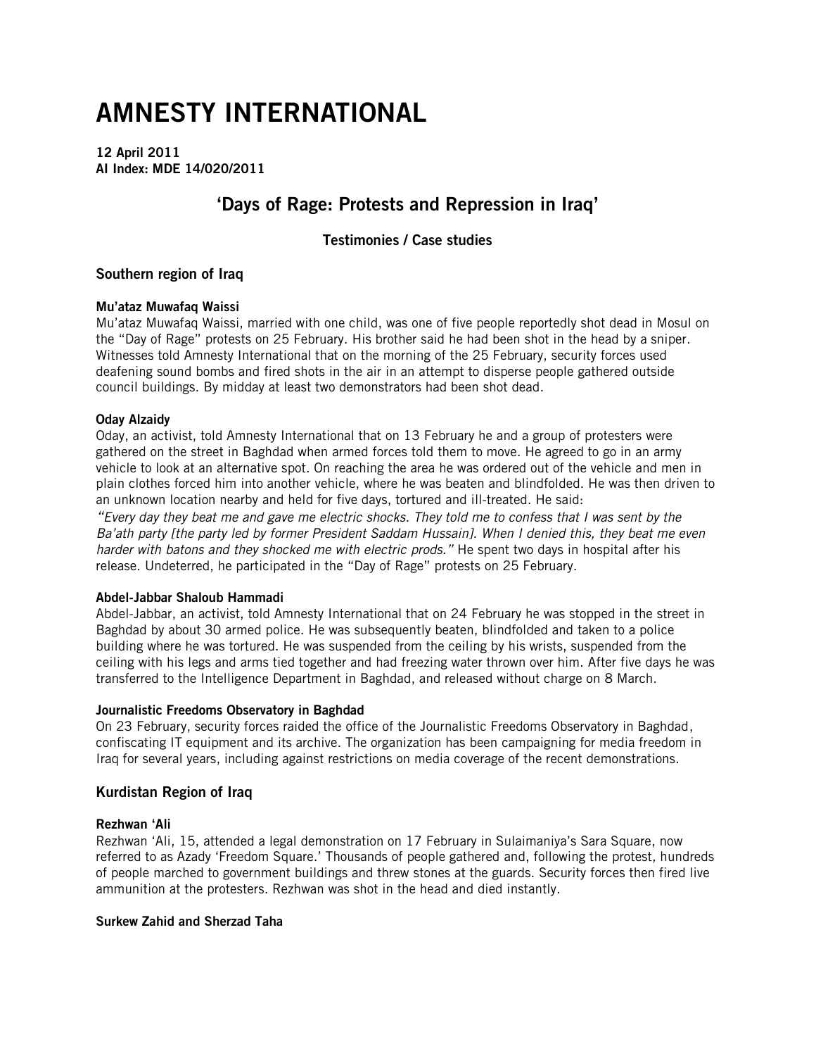# AMNESTY INTERNATIONAL

**12 April 2011**
**AI Index: MDE 14/020/2011**

## 'Days of Rage: Protests and Repression in Iraq'

### Testimonies / Case studies

### Southern region of Iraq

#### Mu'ataz Muwafaq Waissi

Mu'ataz Muwafaq Waissi, married with one child, was one of five people reportedly shot dead in Mosul on the "Day of Rage" protests on 25 February. His brother said he had been shot in the head by a sniper. Witnesses told Amnesty International that on the morning of the 25 February, security forces used deafening sound bombs and fired shots in the air in an attempt to disperse people gathered outside council buildings. By midday at least two demonstrators had been shot dead.

#### Oday Alzaidy

Oday, an activist, told Amnesty International that on 13 February he and a group of protesters were gathered on the street in Baghdad when armed forces told them to move. He agreed to go in an army vehicle to look at an alternative spot. On reaching the area he was ordered out of the vehicle and men in plain clothes forced him into another vehicle, where he was beaten and blindfolded. He was then driven to an unknown location nearby and held for five days, tortured and ill-treated. He said:
*"Every day they beat me and gave me electric shocks. They told me to confess that I was sent by the Ba'ath party [the party led by former President Saddam Hussain]. When I denied this, they beat me even harder with batons and they shocked me with electric prods."* He spent two days in hospital after his release. Undeterred, he participated in the "Day of Rage" protests on 25 February.

#### Abdel-Jabbar Shaloub Hammadi

Abdel-Jabbar, an activist, told Amnesty International that on 24 February he was stopped in the street in Baghdad by about 30 armed police. He was subsequently beaten, blindfolded and taken to a police building where he was tortured. He was suspended from the ceiling by his wrists, suspended from the ceiling with his legs and arms tied together and had freezing water thrown over him. After five days he was transferred to the Intelligence Department in Baghdad, and released without charge on 8 March.

#### Journalistic Freedoms Observatory in Baghdad

On 23 February, security forces raided the office of the Journalistic Freedoms Observatory in Baghdad, confiscating IT equipment and its archive. The organization has been campaigning for media freedom in Iraq for several years, including against restrictions on media coverage of the recent demonstrations.

### Kurdistan Region of Iraq

#### Rezhwan 'Ali

Rezhwan 'Ali, 15, attended a legal demonstration on 17 February in Sulaimaniya's Sara Square, now referred to as Azady 'Freedom Square.' Thousands of people gathered and, following the protest, hundreds of people marched to government buildings and threw stones at the guards. Security forces then fired live ammunition at the protesters. Rezhwan was shot in the head and died instantly.

#### Surkew Zahid and Sherzad Taha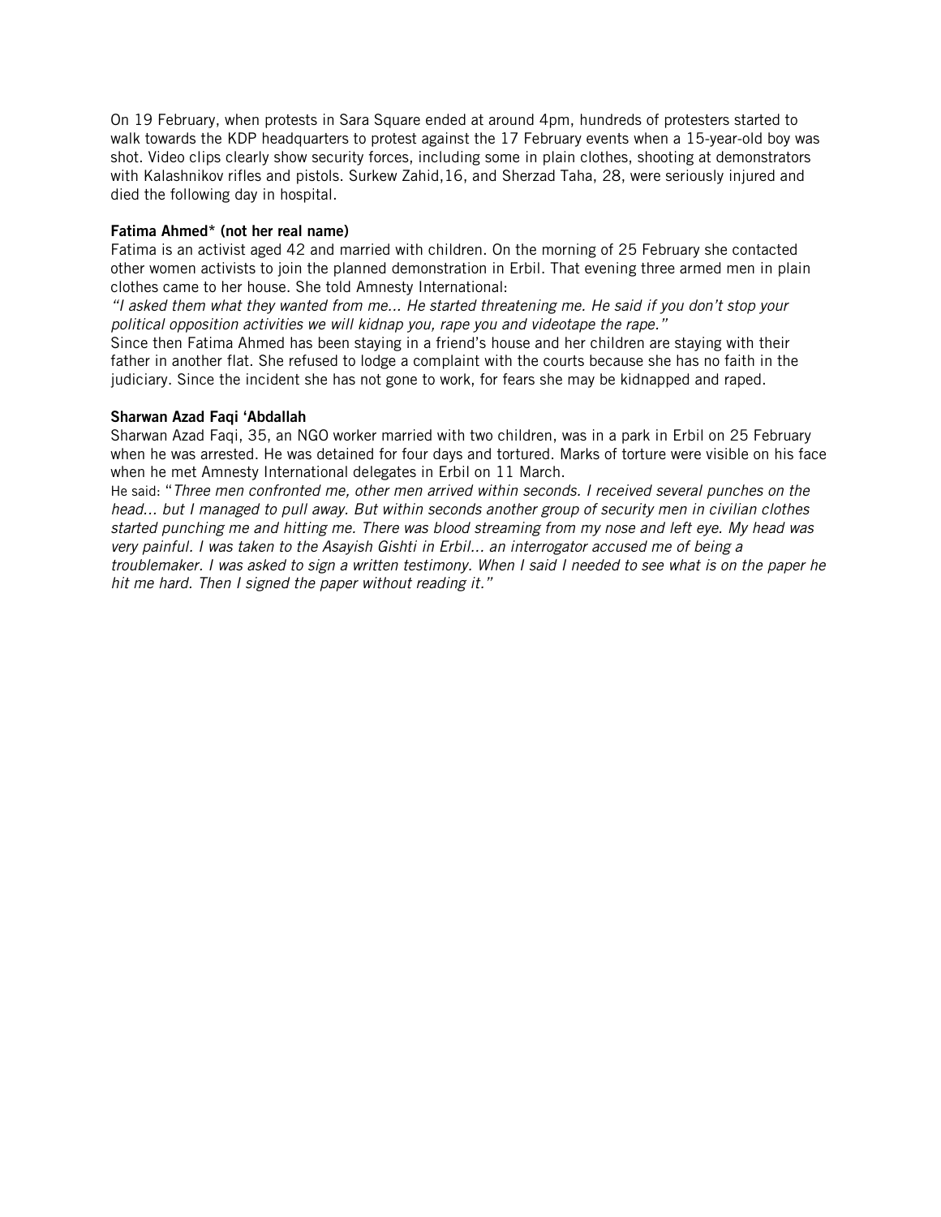On 19 February, when protests in Sara Square ended at around 4pm, hundreds of protesters started to walk towards the KDP headquarters to protest against the 17 February events when a 15-year-old boy was shot. Video clips clearly show security forces, including some in plain clothes, shooting at demonstrators with Kalashnikov rifles and pistols. Surkew Zahid,16, and Sherzad Taha, 28, were seriously injured and died the following day in hospital.

**Fatima Ahmed* (not her real name)**

Fatima is an activist aged 42 and married with children. On the morning of 25 February she contacted other women activists to join the planned demonstration in Erbil. That evening three armed men in plain clothes came to her house. She told Amnesty International:

*"I asked them what they wanted from me... He started threatening me. He said if you don't stop your political opposition activities we will kidnap you, rape you and videotape the rape."*

Since then Fatima Ahmed has been staying in a friend's house and her children are staying with their father in another flat. She refused to lodge a complaint with the courts because she has no faith in the judiciary. Since the incident she has not gone to work, for fears she may be kidnapped and raped.

**Sharwan Azad Faqi 'Abdallah**

Sharwan Azad Faqi, 35, an NGO worker married with two children, was in a park in Erbil on 25 February when he was arrested. He was detained for four days and tortured. Marks of torture were visible on his face when he met Amnesty International delegates in Erbil on 11 March.

He said: "*Three men confronted me, other men arrived within seconds. I received several punches on the head... but I managed to pull away. But within seconds another group of security men in civilian clothes started punching me and hitting me. There was blood streaming from my nose and left eye. My head was very painful. I was taken to the Asayish Gishti in Erbil... an interrogator accused me of being a troublemaker. I was asked to sign a written testimony. When I said I needed to see what is on the paper he hit me hard. Then I signed the paper without reading it."*